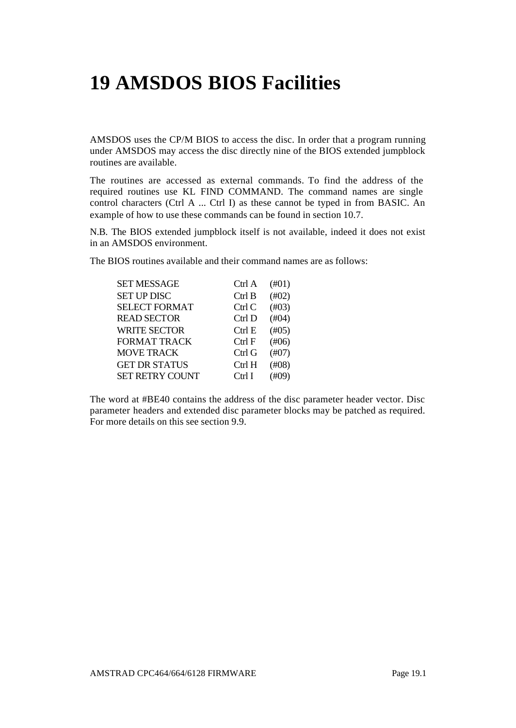# 19 AMSDOS BIOS Facilities

AMSDOS uses the CP/M BIOS to access the disc. In order that a program running under AMSDOS may access the disc directly nine of the BIOS extended jumpblock routines are available.

The routines are accessed as external commands. To find the address of the required routines use KL FIND COMMAND. The command names are single control characters (Ctrl A ... Ctrl I) as these cannot be typed in from BASIC. An example of how to use these commands can be found in section 10.7.

N.B. The BIOS extended jumpblock itself is not available, indeed it does not exist in an AMSDOS environment.

The BIOS routines available and their command names are as follows:

| | | |
|---|---|---|
| SET MESSAGE | Ctrl A | (#01) |
| SET UP DISC | Ctrl B | (#02) |
| SELECT FORMAT | Ctrl C | (#03) |
| READ SECTOR | Ctrl D | (#04) |
| WRITE SECTOR | Ctrl E | (#05) |
| FORMAT TRACK | Ctrl F | (#06) |
| MOVE TRACK | Ctrl G | (#07) |
| GET DR STATUS | Ctrl H | (#08) |
| SET RETRY COUNT | Ctrl I | (#09) |

The word at #BE40 contains the address of the disc parameter header vector. Disc parameter headers and extended disc parameter blocks may be patched as required. For more details on this see section 9.9.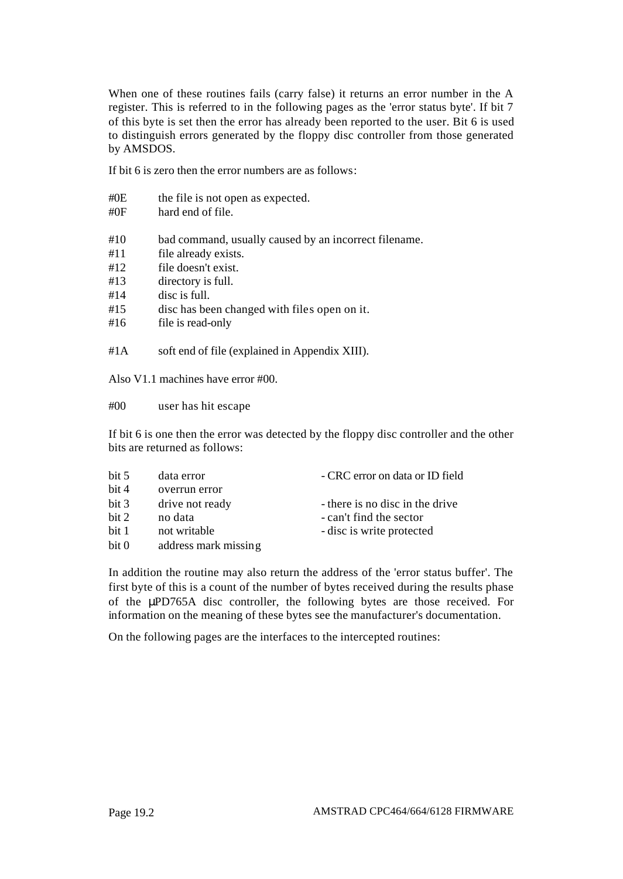When one of these routines fails (carry false) it returns an error number in the A register. This is referred to in the following pages as the 'error status byte'. If bit 7 of this byte is set then the error has already been reported to the user. Bit 6 is used to distinguish errors generated by the floppy disc controller from those generated by AMSDOS.

If bit 6 is zero then the error numbers are as follows:

| | |
|---|---|
| #0E | the file is not open as expected. |
| #0F | hard end of file. |
| #10 | bad command, usually caused by an incorrect filename. |
| #11 | file already exists. |
| #12 | file doesn't exist. |
| #13 | directory is full. |
| #14 | disc is full. |
| #15 | disc has been changed with files open on it. |
| #16 | file is read-only |
| #1A | soft end of file (explained in Appendix XIII). |

Also V1.1 machines have error #00.

| | |
|---|---|
| #00 | user has hit escape |

If bit 6 is one then the error was detected by the floppy disc controller and the other bits are returned as follows:

| | | |
|---|---|---|
| bit 5 | data error | - CRC error on data or ID field |
| bit 4 | overrun error | |
| bit 3 | drive not ready | - there is no disc in the drive |
| bit 2 | no data | - can't find the sector |
| bit 1 | not writable | - disc is write protected |
| bit 0 | address mark missing | |

In addition the routine may also return the address of the 'error status buffer'. The first byte of this is a count of the number of bytes received during the results phase of the µPD765A disc controller, the following bytes are those received. For information on the meaning of these bytes see the manufacturer's documentation.

On the following pages are the interfaces to the intercepted routines: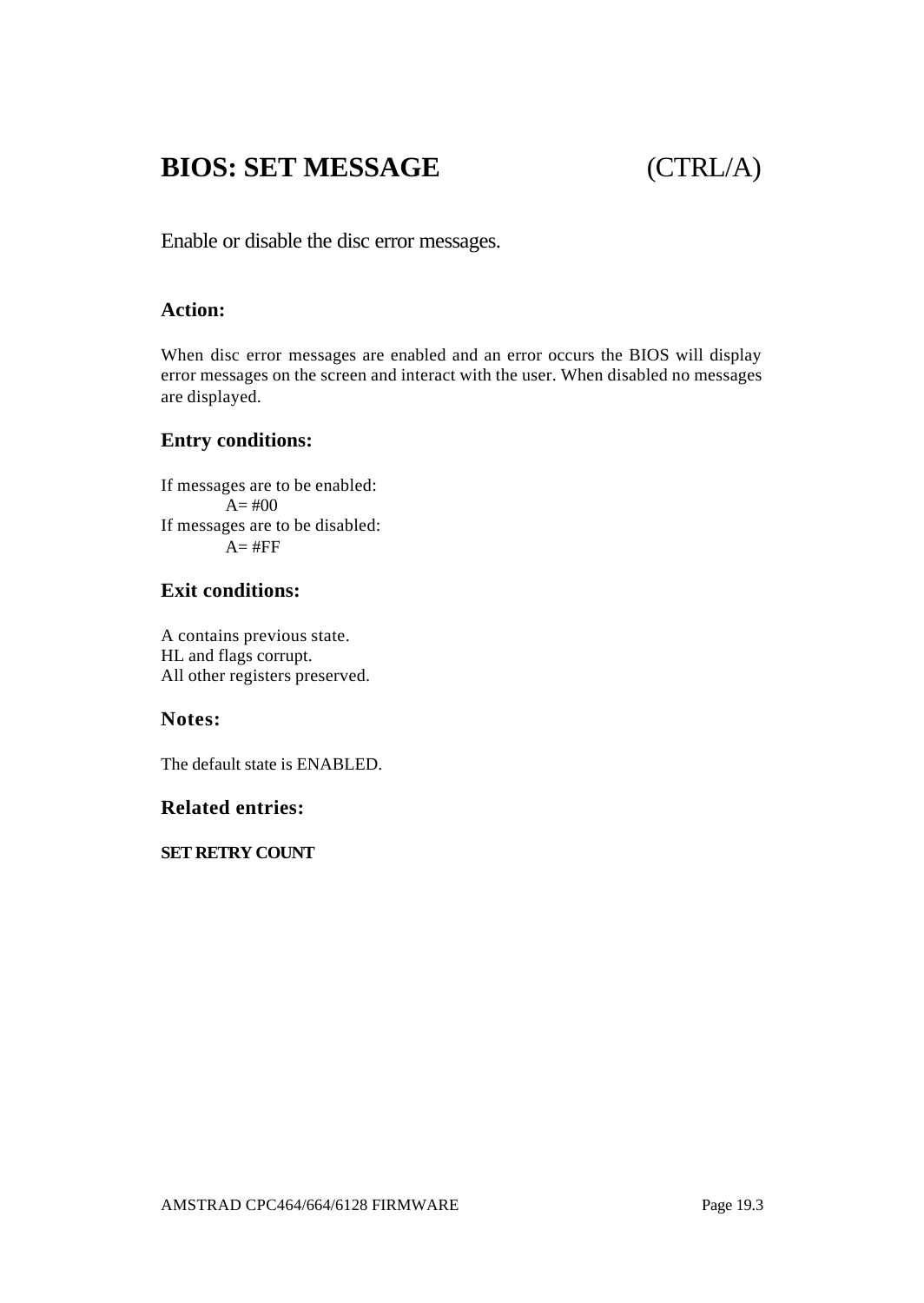# BIOS: SET MESSAGE (CTRL/A)

Enable or disable the disc error messages.

### Action:

When disc error messages are enabled and an error occurs the BIOS will display error messages on the screen and interact with the user. When disabled no messages are displayed.

### Entry conditions:

If messages are to be enabled:
  A= #00
If messages are to be disabled:
  A= #FF

### Exit conditions:

A contains previous state.
HL and flags corrupt.
All other registers preserved.

### Notes:

The default state is ENABLED.

### Related entries:

**SET RETRY COUNT**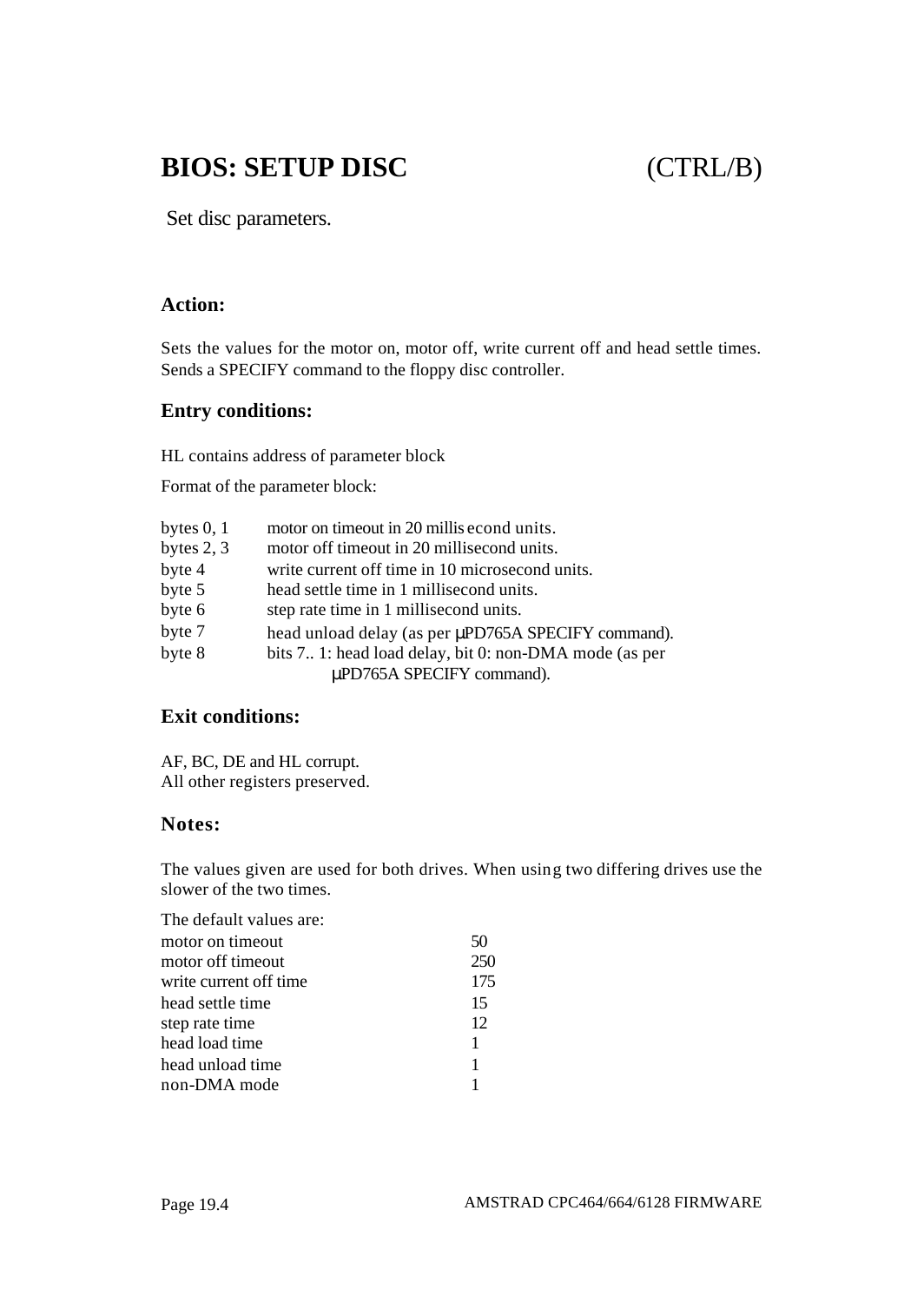# BIOS: SETUP DISC (CTRL/B)

Set disc parameters.

### Action:

Sets the values for the motor on, motor off, write current off and head settle times. Sends a SPECIFY command to the floppy disc controller.

### Entry conditions:

HL contains address of parameter block

Format of the parameter block:

| | |
|---|---|
| bytes 0, 1 | motor on timeout in 20 millisecond units. |
| bytes 2, 3 | motor off timeout in 20 millisecond units. |
| byte 4 | write current off time in 10 microsecond units. |
| byte 5 | head settle time in 1 millisecond units. |
| byte 6 | step rate time in 1 millisecond units. |
| byte 7 | head unload delay (as per µPD765A SPECIFY command). |
| byte 8 | bits 7.. 1: head load delay, bit 0: non-DMA mode (as per µPD765A SPECIFY command). |

### Exit conditions:

AF, BC, DE and HL corrupt.
All other registers preserved.

### Notes:

The values given are used for both drives. When using two differing drives use the slower of the two times.

The default values are:

| | |
|---|---|
| motor on timeout | 50 |
| motor off timeout | 250 |
| write current off time | 175 |
| head settle time | 15 |
| step rate time | 12 |
| head load time | 1 |
| head unload time | 1 |
| non-DMA mode | 1 |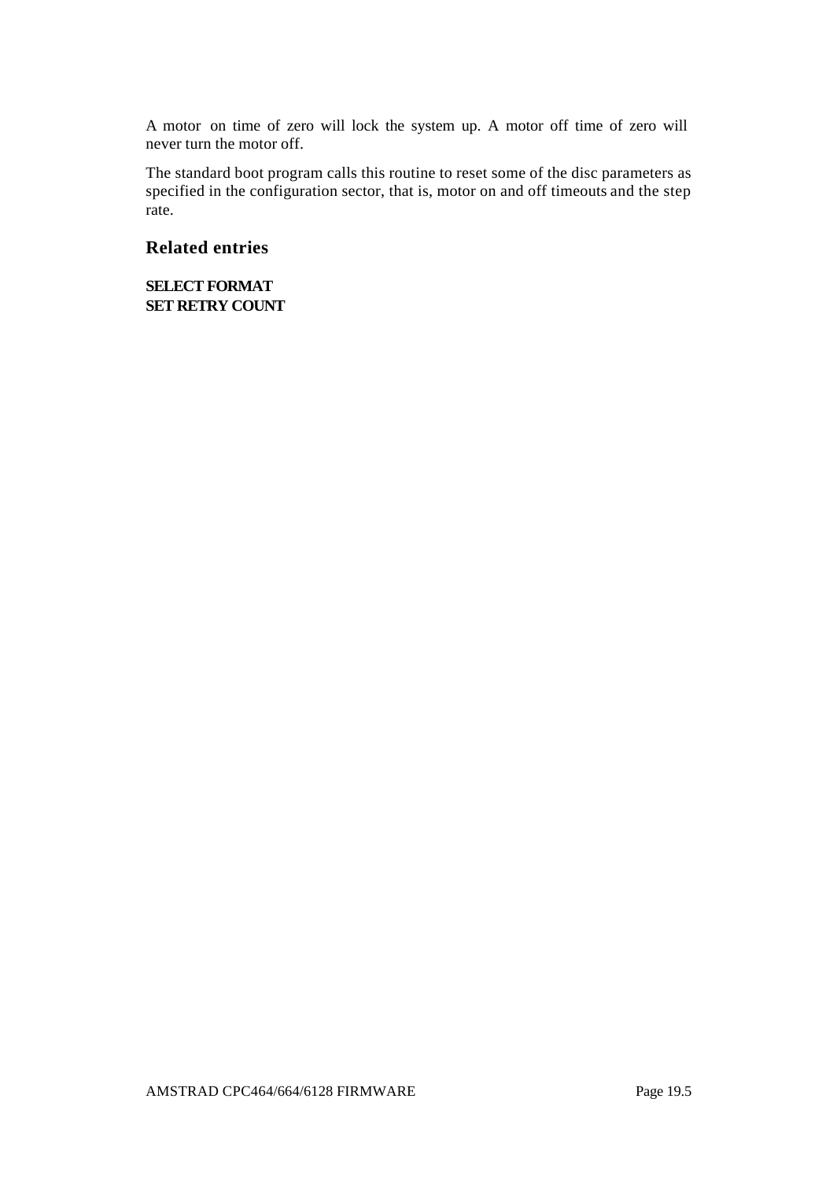A motor on time of zero will lock the system up. A motor off time of zero will never turn the motor off.

The standard boot program calls this routine to reset some of the disc parameters as specified in the configuration sector, that is, motor on and off timeouts and the step rate.

## Related entries

**SELECT FORMAT**
**SET RETRY COUNT**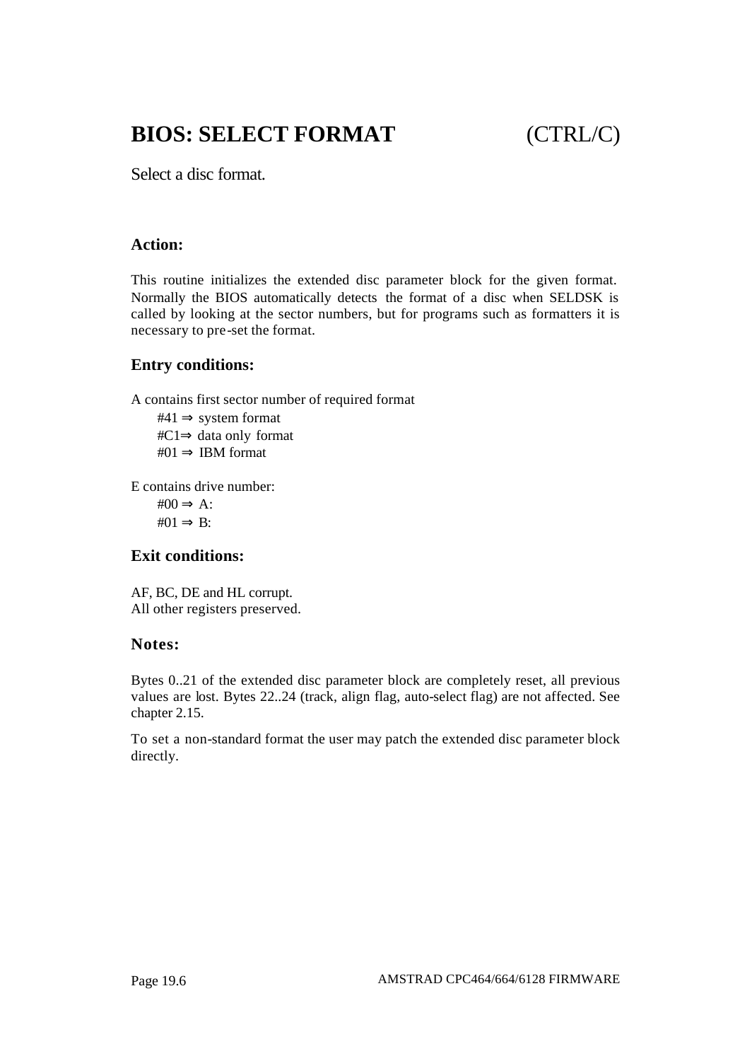# BIOS: SELECT FORMAT (CTRL/C)

Select a disc format.

### Action:

This routine initializes the extended disc parameter block for the given format. Normally the BIOS automatically detects the format of a disc when SELDSK is called by looking at the sector numbers, but for programs such as formatters it is necessary to pre-set the format.

### Entry conditions:

A contains first sector number of required format

- #41 ⇒ system format
- #C1⇒ data only format
- #01 ⇒ IBM format

E contains drive number:

- #00 ⇒ A:
- #01 ⇒ B:

### Exit conditions:

AF, BC, DE and HL corrupt.
All other registers preserved.

### Notes:

Bytes 0..21 of the extended disc parameter block are completely reset, all previous values are lost. Bytes 22..24 (track, align flag, auto-select flag) are not affected. See chapter 2.15.

To set a non-standard format the user may patch the extended disc parameter block directly.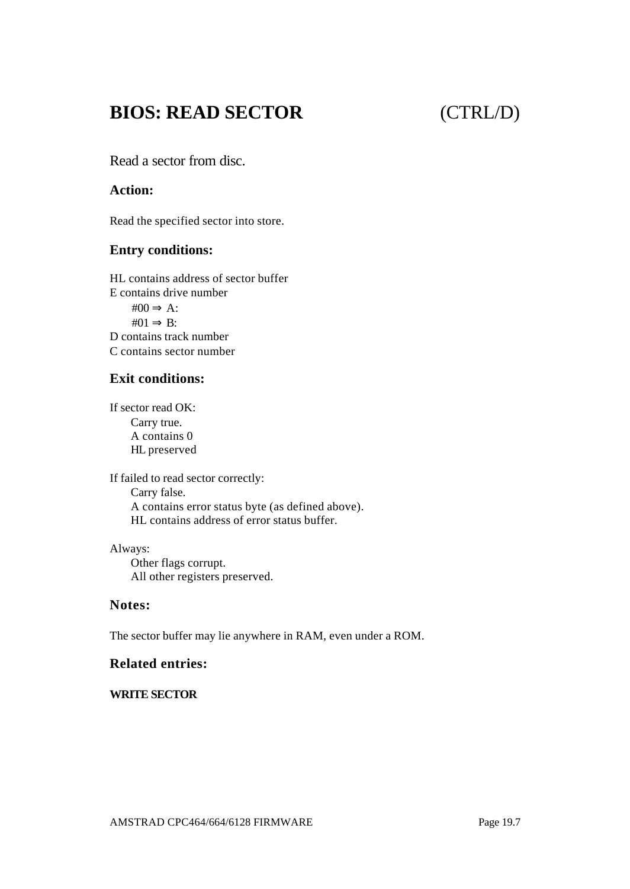# BIOS: READ SECTOR (CTRL/D)

Read a sector from disc.

### Action:

Read the specified sector into store.

### Entry conditions:

HL contains address of sector buffer
E contains drive number
    #00 ⇒ A:
    #01 ⇒ B:
D contains track number
C contains sector number

### Exit conditions:

If sector read OK:
    Carry true.
    A contains 0
    HL preserved

If failed to read sector correctly:
    Carry false.
    A contains error status byte (as defined above).
    HL contains address of error status buffer.

Always:
    Other flags corrupt.
    All other registers preserved.

### Notes:

The sector buffer may lie anywhere in RAM, even under a ROM.

### Related entries:

**WRITE SECTOR**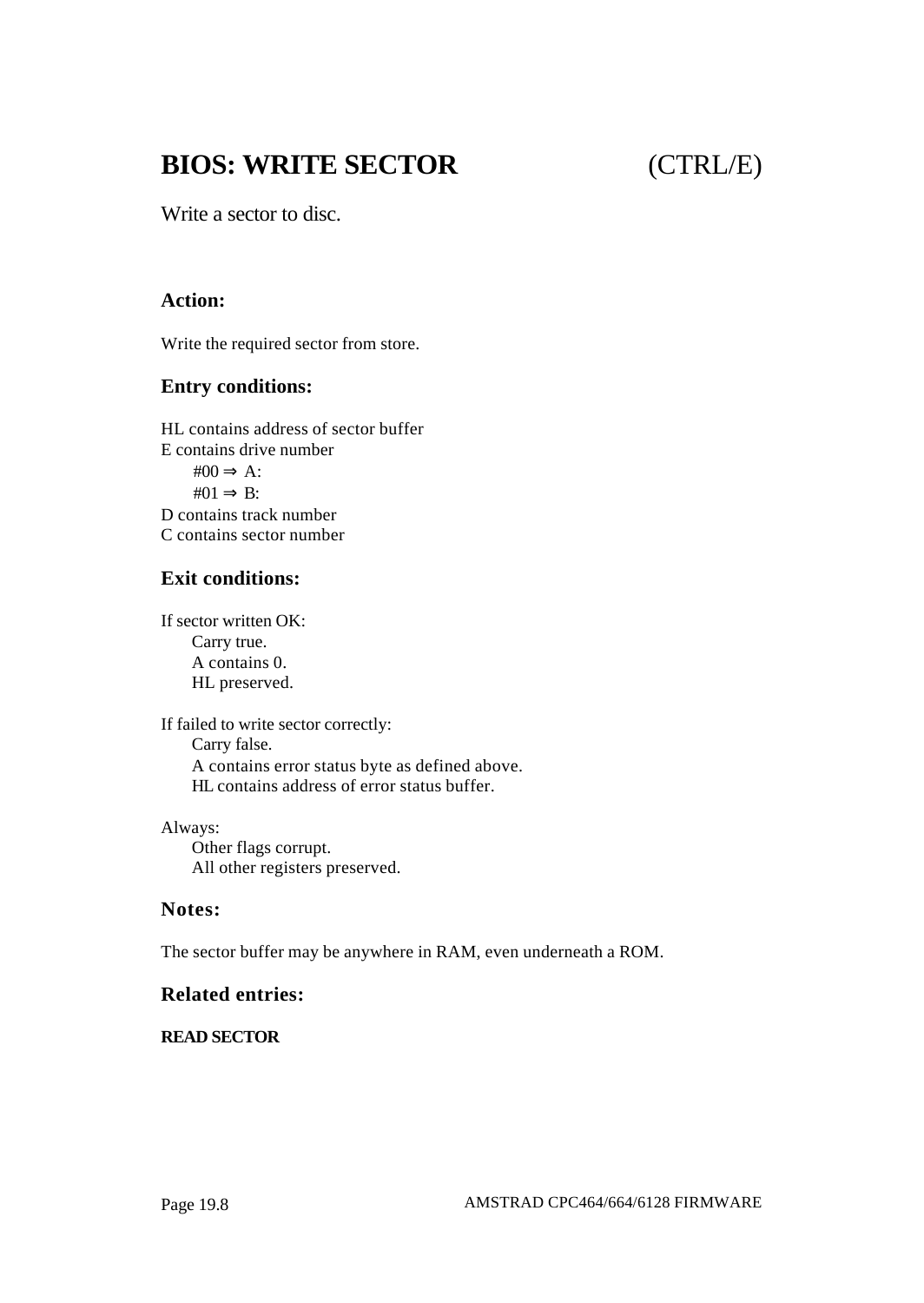# BIOS: WRITE SECTOR (CTRL/E)

Write a sector to disc.

### Action:

Write the required sector from store.

### Entry conditions:

HL contains address of sector buffer
E contains drive number
    #00 ⇒ A:
    #01 ⇒ B:
D contains track number
C contains sector number

### Exit conditions:

If sector written OK:
    Carry true.
    A contains 0.
    HL preserved.

If failed to write sector correctly:
    Carry false.
    A contains error status byte as defined above.
    HL contains address of error status buffer.

Always:
    Other flags corrupt.
    All other registers preserved.

### Notes:

The sector buffer may be anywhere in RAM, even underneath a ROM.

### Related entries:

**READ SECTOR**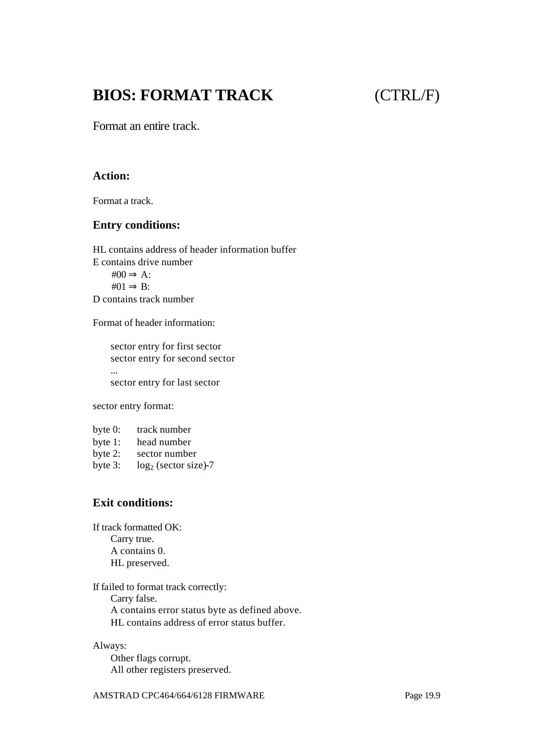# BIOS: FORMAT TRACK (CTRL/F)

Format an entire track.

### Action:

Format a track.

### Entry conditions:

HL contains address of header information buffer
E contains drive number
#00 ⇒ A:
#01 ⇒ B:
D contains track number

Format of header information:

sector entry for first sector
sector entry for second sector
...
sector entry for last sector

sector entry format:

byte 0: track number
byte 1: head number
byte 2: sector number
byte 3: $\log_2$ (sector size)-7

### Exit conditions:

If track formatted OK:
Carry true.
A contains 0.
HL preserved.

If failed to format track correctly:
Carry false.
A contains error status byte as defined above.
HL contains address of error status buffer.

Always:
Other flags corrupt.
All other registers preserved.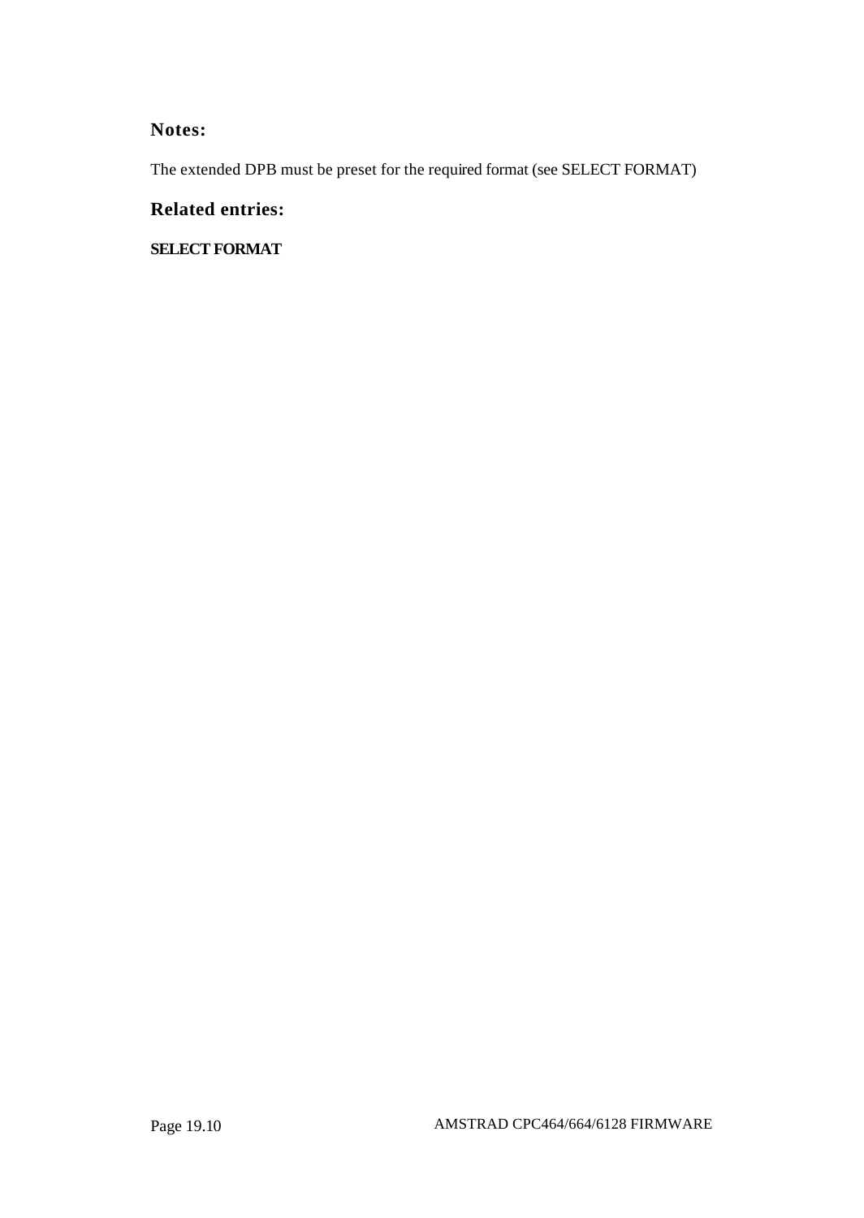## Notes:

The extended DPB must be preset for the required format (see SELECT FORMAT)

## Related entries:

**SELECT FORMAT**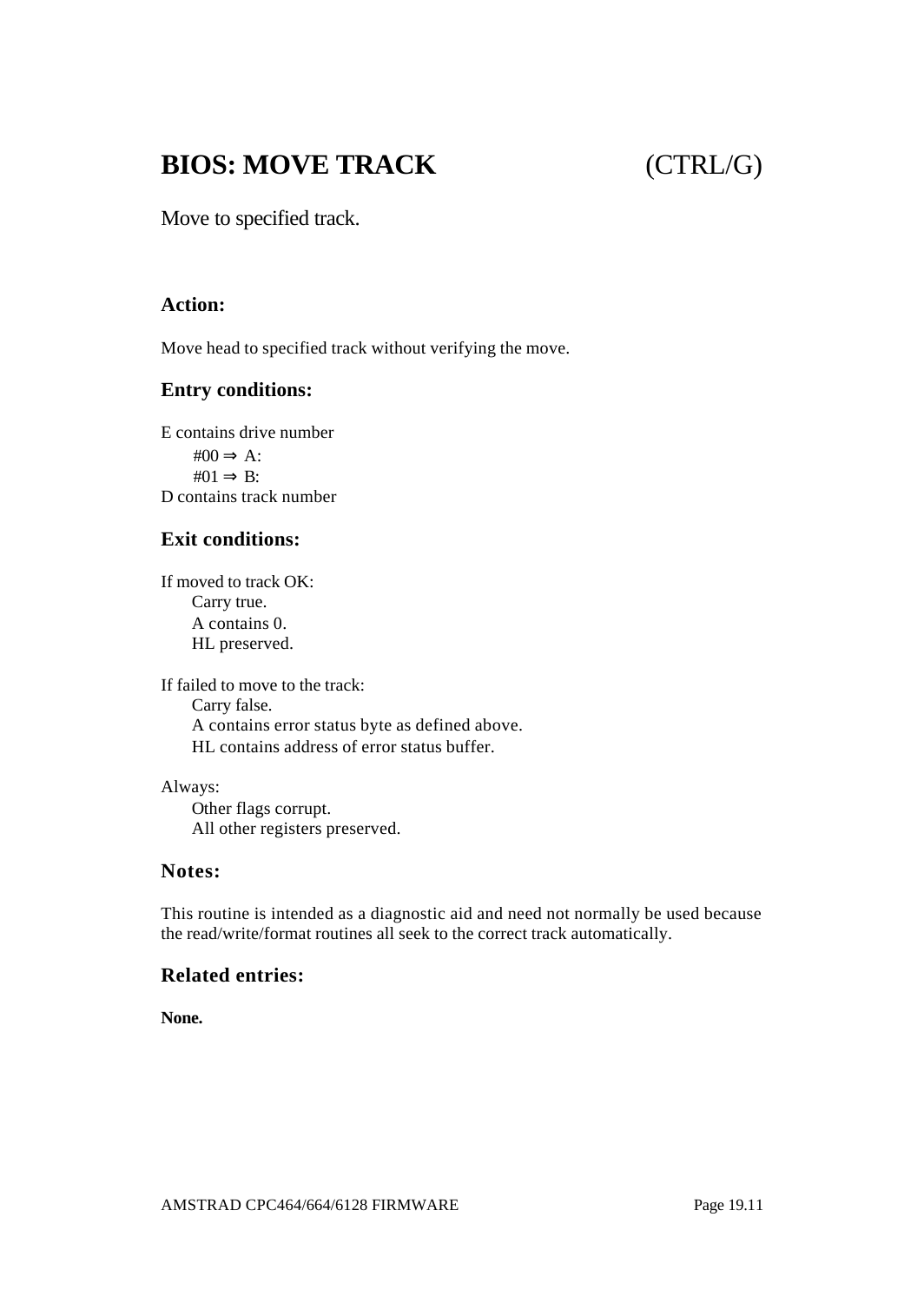# BIOS: MOVE TRACK (CTRL/G)

Move to specified track.

### Action:

Move head to specified track without verifying the move.

### Entry conditions:

E contains drive number
    #00 ⇒ A:
    #01 ⇒ B:
D contains track number

### Exit conditions:

If moved to track OK:
    Carry true.
    A contains 0.
    HL preserved.

If failed to move to the track:
    Carry false.
    A contains error status byte as defined above.
    HL contains address of error status buffer.

Always:
    Other flags corrupt.
    All other registers preserved.

### Notes:

This routine is intended as a diagnostic aid and need not normally be used because the read/write/format routines all seek to the correct track automatically.

### Related entries:

**None.**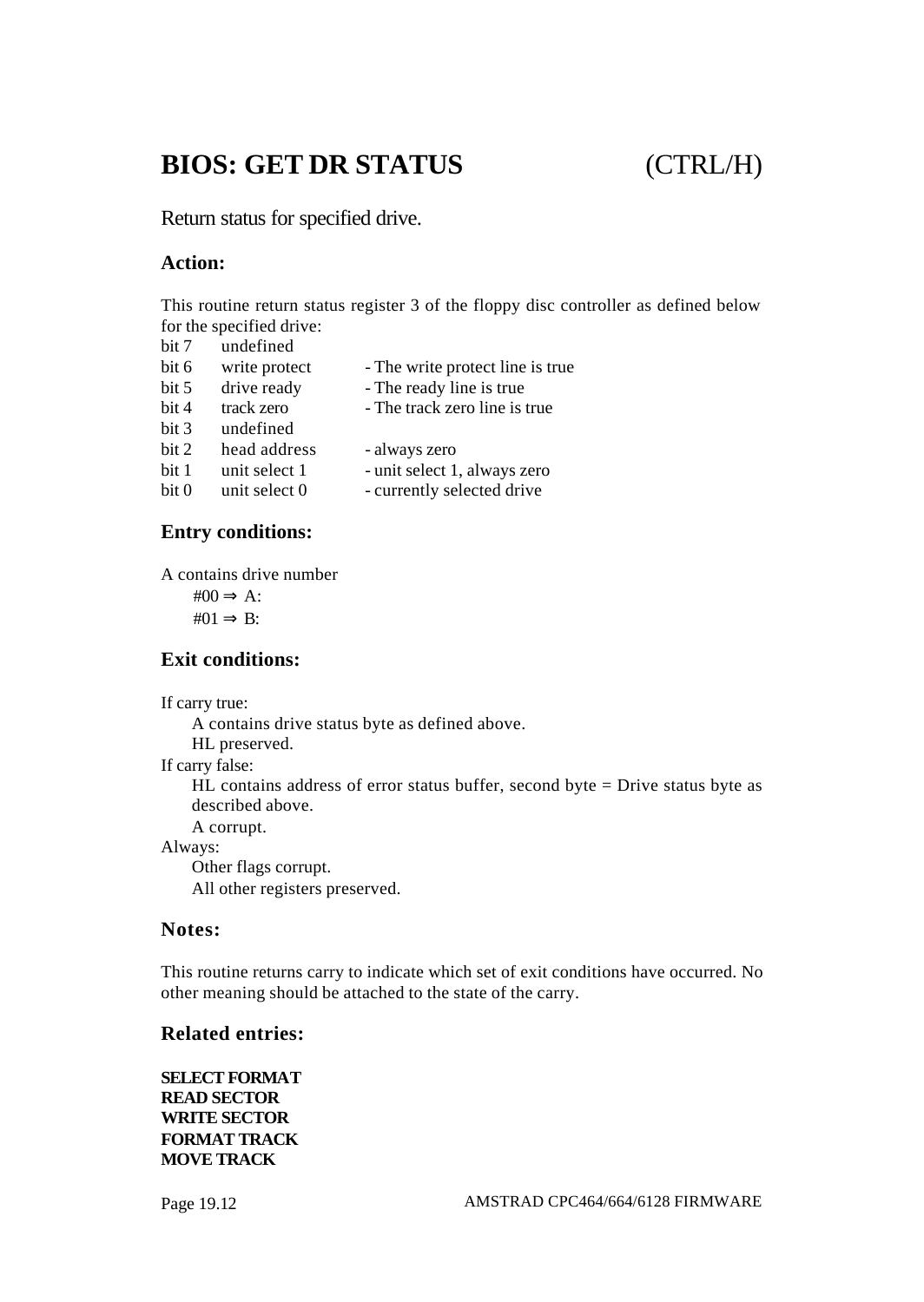# BIOS: GET DR STATUS (CTRL/H)

Return status for specified drive.

### Action:

This routine return status register 3 of the floppy disc controller as defined below for the specified drive:

| | | |
|---|---|---|
| bit 7 | undefined | |
| bit 6 | write protect | - The write protect line is true |
| bit 5 | drive ready | - The ready line is true |
| bit 4 | track zero | - The track zero line is true |
| bit 3 | undefined | |
| bit 2 | head address | - always zero |
| bit 1 | unit select 1 | - unit select 1, always zero |
| bit 0 | unit select 0 | - currently selected drive |

### Entry conditions:

A contains drive number

#00 ⇒ A:

#01 ⇒ B:

### Exit conditions:

If carry true:

A contains drive status byte as defined above.

HL preserved.

If carry false:

HL contains address of error status buffer, second byte = Drive status byte as described above.

A corrupt.

Always:

Other flags corrupt.

All other registers preserved.

### Notes:

This routine returns carry to indicate which set of exit conditions have occurred. No other meaning should be attached to the state of the carry.

### Related entries:

**SELECT FORMAT**
**READ SECTOR**
**WRITE SECTOR**
**FORMAT TRACK**
**MOVE TRACK**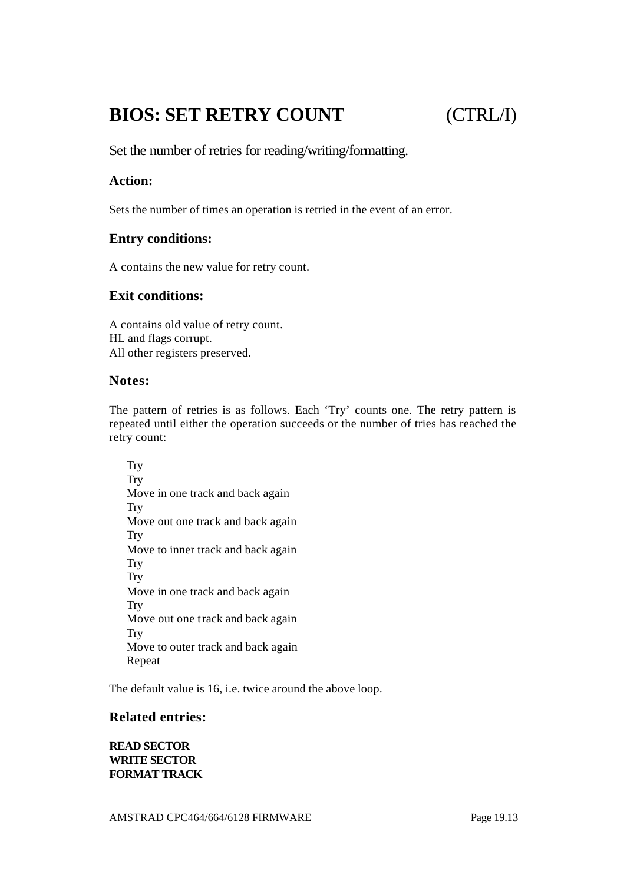# BIOS: SET RETRY COUNT (CTRL/I)

Set the number of retries for reading/writing/formatting.

### Action:

Sets the number of times an operation is retried in the event of an error.

### Entry conditions:

A contains the new value for retry count.

### Exit conditions:

A contains old value of retry count.
HL and flags corrupt.
All other registers preserved.

### Notes:

The pattern of retries is as follows. Each 'Try' counts one. The retry pattern is repeated until either the operation succeeds or the number of tries has reached the retry count:

Try
Try
Move in one track and back again
Try
Move out one track and back again
Try
Move to inner track and back again
Try
Try
Move in one track and back again
Try
Move out one track and back again
Try
Move to outer track and back again
Repeat

The default value is 16, i.e. twice around the above loop.

### Related entries:

**READ SECTOR**
**WRITE SECTOR**
**FORMAT TRACK**